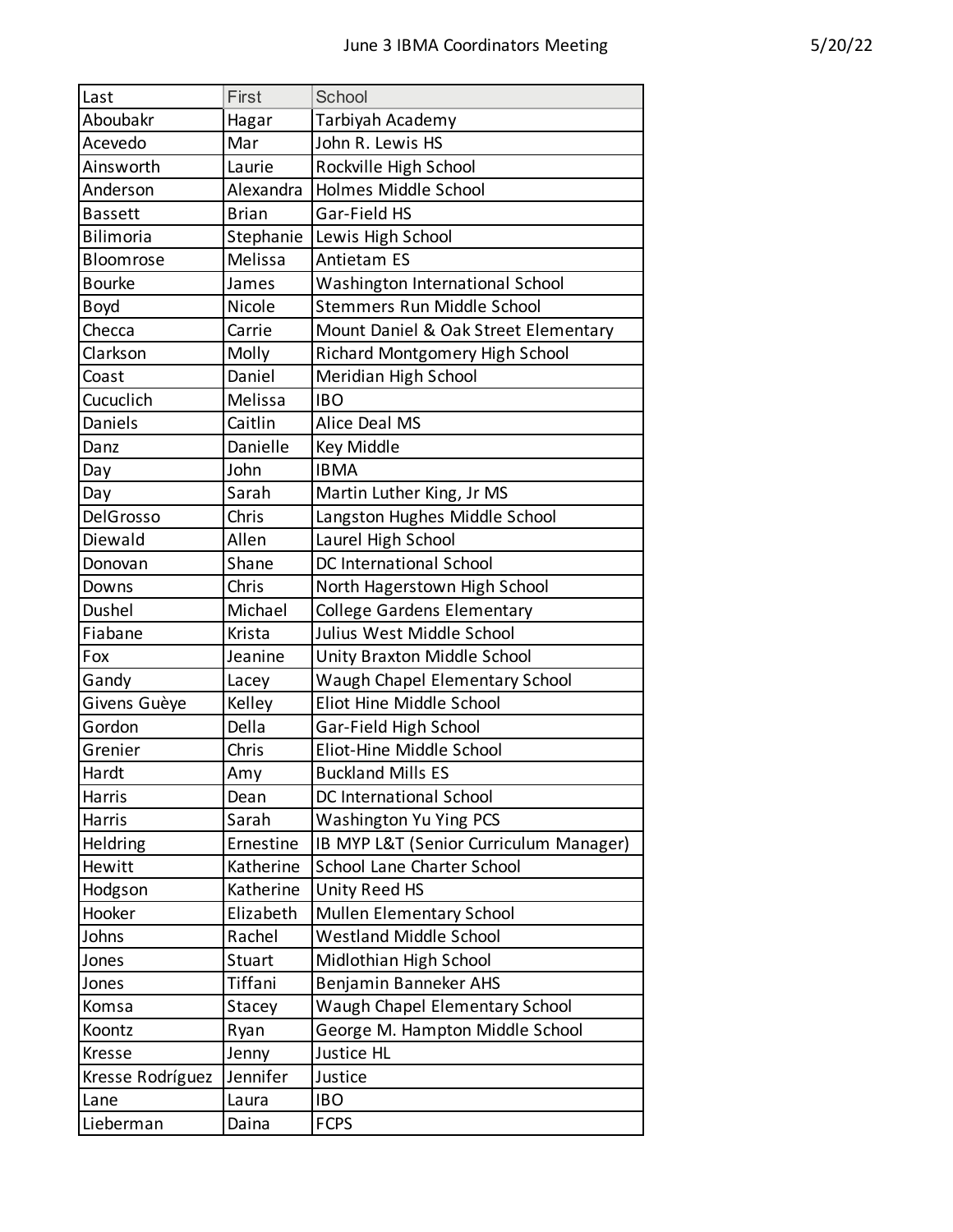# June 3 IBMA Coordinators Meeting

5/20/22

| Last | First | School |
|---|---|---|
| Aboubakr | Hagar | Tarbiyah Academy |
| Acevedo | Mar | John R. Lewis HS |
| Ainsworth | Laurie | Rockville High School |
| Anderson | Alexandra | Holmes Middle School |
| Bassett | Brian | Gar-Field HS |
| Bilimoria | Stephanie | Lewis High School |
| Bloomrose | Melissa | Antietam ES |
| Bourke | James | Washington International School |
| Boyd | Nicole | Stemmers Run Middle School |
| Checca | Carrie | Mount Daniel & Oak Street Elementary |
| Clarkson | Molly | Richard Montgomery High School |
| Coast | Daniel | Meridian High School |
| Cucuclich | Melissa | IBO |
| Daniels | Caitlin | Alice Deal MS |
| Danz | Danielle | Key Middle |
| Day | John | IBMA |
| Day | Sarah | Martin Luther King, Jr MS |
| DelGrosso | Chris | Langston Hughes Middle School |
| Diewald | Allen | Laurel High School |
| Donovan | Shane | DC International School |
| Downs | Chris | North Hagerstown High School |
| Dushel | Michael | College Gardens Elementary |
| Fiabane | Krista | Julius West Middle School |
| Fox | Jeanine | Unity Braxton Middle School |
| Gandy | Lacey | Waugh Chapel Elementary School |
| Givens Guèye | Kelley | Eliot Hine Middle School |
| Gordon | Della | Gar-Field High School |
| Grenier | Chris | Eliot-Hine Middle School |
| Hardt | Amy | Buckland Mills ES |
| Harris | Dean | DC International School |
| Harris | Sarah | Washington Yu Ying PCS |
| Heldring | Ernestine | IB MYP L&T (Senior Curriculum Manager) |
| Hewitt | Katherine | School Lane Charter School |
| Hodgson | Katherine | Unity Reed HS |
| Hooker | Elizabeth | Mullen Elementary School |
| Johns | Rachel | Westland Middle School |
| Jones | Stuart | Midlothian High School |
| Jones | Tiffani | Benjamin Banneker AHS |
| Komsa | Stacey | Waugh Chapel Elementary School |
| Koontz | Ryan | George M. Hampton Middle School |
| Kresse | Jenny | Justice HL |
| Kresse Rodríguez | Jennifer | Justice |
| Lane | Laura | IBO |
| Lieberman | Daina | FCPS |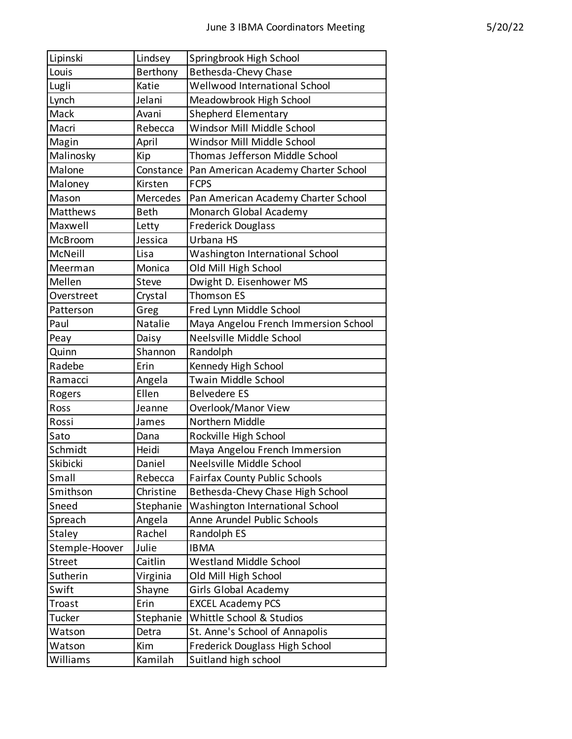| | | |
|---|---|---|
| Lipinski | Lindsey | Springbrook High School |
| Louis | Berthony | Bethesda-Chevy Chase |
| Lugli | Katie | Wellwood International School |
| Lynch | Jelani | Meadowbrook High School |
| Mack | Avani | Shepherd Elementary |
| Macri | Rebecca | Windsor Mill Middle School |
| Magin | April | Windsor Mill Middle School |
| Malinosky | Kip | Thomas Jefferson Middle School |
| Malone | Constance | Pan American Academy Charter School |
| Maloney | Kirsten | FCPS |
| Mason | Mercedes | Pan American Academy Charter School |
| Matthews | Beth | Monarch Global Academy |
| Maxwell | Letty | Frederick Douglass |
| McBroom | Jessica | Urbana HS |
| McNeill | Lisa | Washington International School |
| Meerman | Monica | Old Mill High School |
| Mellen | Steve | Dwight D. Eisenhower MS |
| Overstreet | Crystal | Thomson ES |
| Patterson | Greg | Fred Lynn Middle School |
| Paul | Natalie | Maya Angelou French Immersion School |
| Peay | Daisy | Neelsville Middle School |
| Quinn | Shannon | Randolph |
| Radebe | Erin | Kennedy High School |
| Ramacci | Angela | Twain Middle School |
| Rogers | Ellen | Belvedere ES |
| Ross | Jeanne | Overlook/Manor View |
| Rossi | James | Northern Middle |
| Sato | Dana | Rockville High School |
| Schmidt | Heidi | Maya Angelou French Immersion |
| Skibicki | Daniel | Neelsville Middle School |
| Small | Rebecca | Fairfax County Public Schools |
| Smithson | Christine | Bethesda-Chevy Chase High School |
| Sneed | Stephanie | Washington International School |
| Spreach | Angela | Anne Arundel Public Schools |
| Staley | Rachel | Randolph ES |
| Stemple-Hoover | Julie | IBMA |
| Street | Caitlin | Westland Middle School |
| Sutherin | Virginia | Old Mill High School |
| Swift | Shayne | Girls Global Academy |
| Troast | Erin | EXCEL Academy PCS |
| Tucker | Stephanie | Whittle School & Studios |
| Watson | Detra | St. Anne's School of Annapolis |
| Watson | Kim | Frederick Douglass High School |
| Williams | Kamilah | Suitland high school |